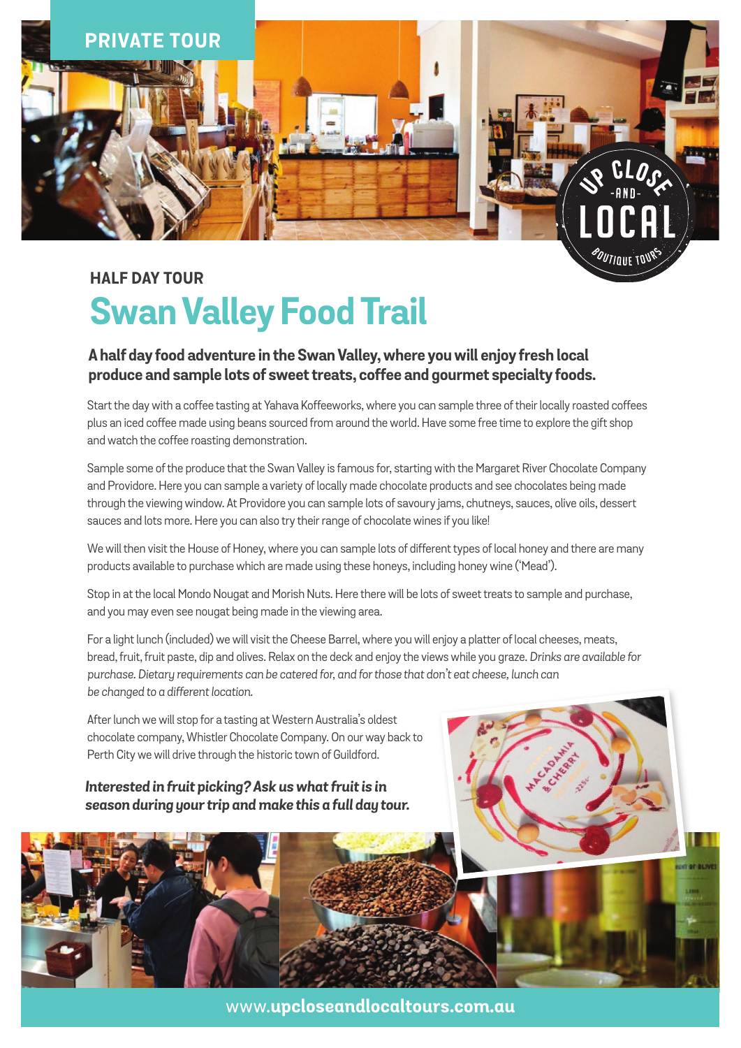PRIVATE TOUR

## HALF DAY TOUR

# Swan Valley Food Trail

**A half day food adventure in the Swan Valley, where you will enjoy fresh local produce and sample lots of sweet treats, coffee and gourmet specialty foods.**

Start the day with a coffee tasting at Yahava Koffeeworks, where you can sample three of their locally roasted coffees plus an iced coffee made using beans sourced from around the world. Have some free time to explore the gift shop and watch the coffee roasting demonstration.

Sample some of the produce that the Swan Valley is famous for, starting with the Margaret River Chocolate Company and Providore. Here you can sample a variety of locally made chocolate products and see chocolates being made through the viewing window. At Providore you can sample lots of savoury jams, chutneys, sauces, olive oils, dessert sauces and lots more. Here you can also try their range of chocolate wines if you like!

We will then visit the House of Honey, where you can sample lots of different types of local honey and there are many products available to purchase which are made using these honeys, including honey wine ('Mead').

Stop in at the local Mondo Nougat and Morish Nuts. Here there will be lots of sweet treats to sample and purchase, and you may even see nougat being made in the viewing area.

For a light lunch (included) we will visit the Cheese Barrel, where you will enjoy a platter of local cheeses, meats, bread, fruit, fruit paste, dip and olives. Relax on the deck and enjoy the views while you graze. *Drinks are available for purchase. Dietary requirements can be catered for, and for those that don't eat cheese, lunch can be changed to a different location.*

After lunch we will stop for a tasting at Western Australia's oldest chocolate company, Whistler Chocolate Company. On our way back to Perth City we will drive through the historic town of Guildford.

***Interested in fruit picking? Ask us what fruit is in season during your trip and make this a full day tour.***

www.**upcloseandlocaltours.com.au**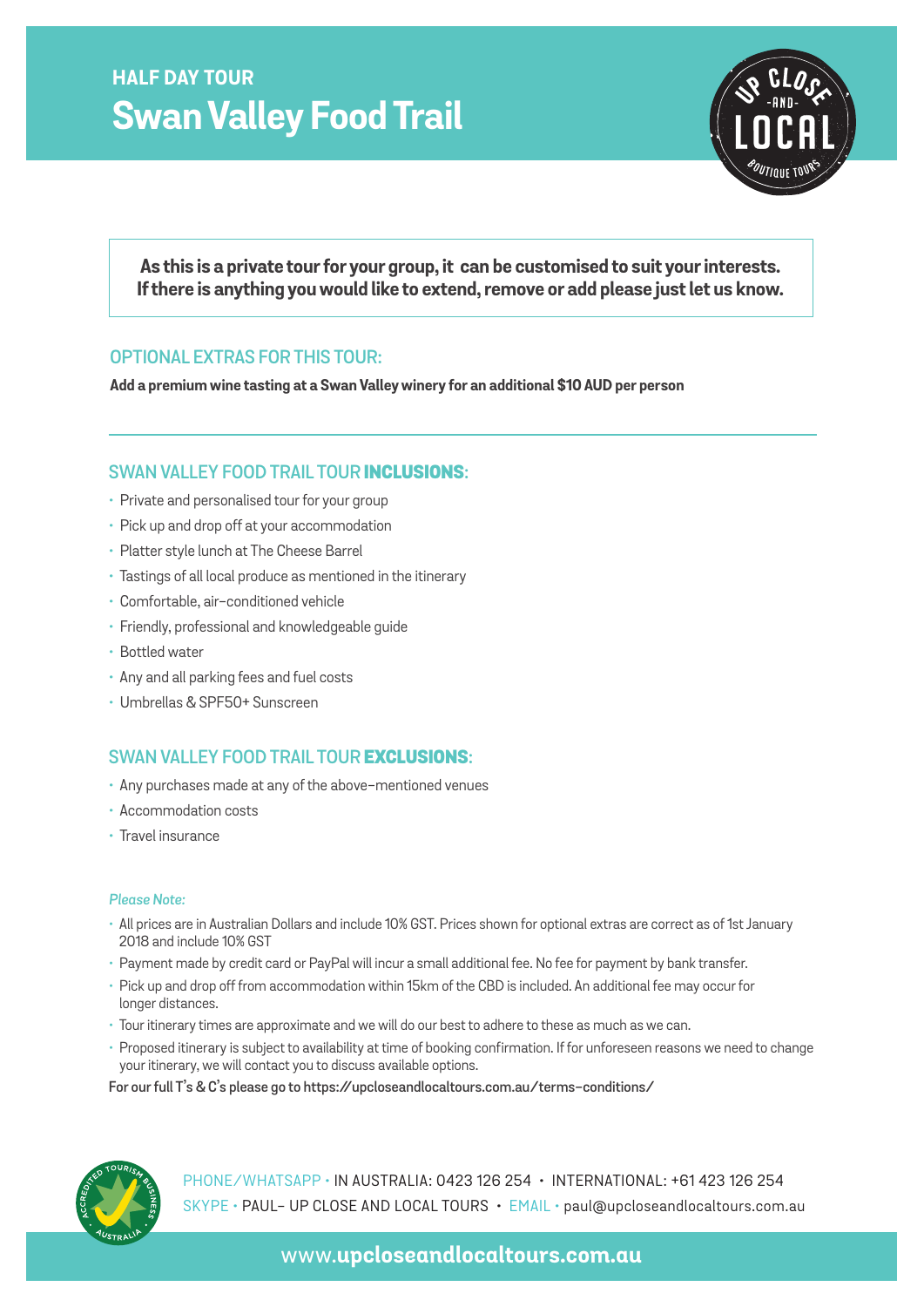## HALF DAY TOUR

# Swan Valley Food Trail

**As this is a private tour for your group, it can be customised to suit your interests. If there is anything you would like to extend, remove or add please just let us know.**

### OPTIONAL EXTRAS FOR THIS TOUR:

**Add a premium wine tasting at a Swan Valley winery for an additional $10 AUD per person**

### SWAN VALLEY FOOD TRAIL TOUR **INCLUSIONS**:

- Private and personalised tour for your group
- Pick up and drop off at your accommodation
- Platter style lunch at The Cheese Barrel
- Tastings of all local produce as mentioned in the itinerary
- Comfortable, air-conditioned vehicle
- Friendly, professional and knowledgeable guide
- Bottled water
- Any and all parking fees and fuel costs
- Umbrellas & SPF50+ Sunscreen

### SWAN VALLEY FOOD TRAIL TOUR **EXCLUSIONS**:

- Any purchases made at any of the above-mentioned venues
- Accommodation costs
- Travel insurance

*Please Note:*

- All prices are in Australian Dollars and include 10% GST. Prices shown for optional extras are correct as of 1st January 2018 and include 10% GST
- Payment made by credit card or PayPal will incur a small additional fee. No fee for payment by bank transfer.
- Pick up and drop off from accommodation within 15km of the CBD is included. An additional fee may occur for longer distances.
- Tour itinerary times are approximate and we will do our best to adhere to these as much as we can.
- Proposed itinerary is subject to availability at time of booking confirmation. If for unforeseen reasons we need to change your itinerary, we will contact you to discuss available options.

**For our full T's & C's please go to https://upcloseandlocaltours.com.au/terms-conditions/**

PHONE/WHATSAPP • IN AUSTRALIA: 0423 126 254 • INTERNATIONAL: +61 423 126 254
SKYPE • PAUL- UP CLOSE AND LOCAL TOURS • EMAIL • paul@upcloseandlocaltours.com.au

www.**upcloseandlocaltours.com.au**